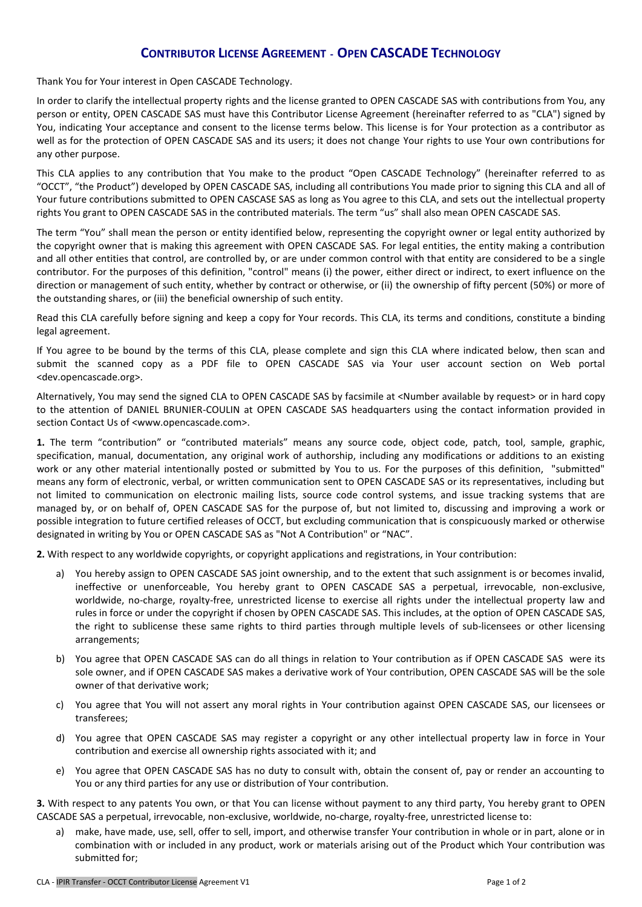# CONTRIBUTOR LICENSE AGREEMENT - OPEN CASCADE TECHNOLOGY

Thank You for Your interest in Open CASCADE Technology.

In order to clarify the intellectual property rights and the license granted to OPEN CASCADE SAS with contributions from You, any person or entity, OPEN CASCADE SAS must have this Contributor License Agreement (hereinafter referred to as "CLA") signed by You, indicating Your acceptance and consent to the license terms below. This license is for Your protection as a contributor as well as for the protection of OPEN CASCADE SAS and its users; it does not change Your rights to use Your own contributions for any other purpose.

This CLA applies to any contribution that You make to the product "Open CASCADE Technology" (hereinafter referred to as "OCCT", "the Product") developed by OPEN CASCADE SAS, including all contributions You made prior to signing this CLA and all of Your future contributions submitted to OPEN CASCASE SAS as long as You agree to this CLA, and sets out the intellectual property rights You grant to OPEN CASCADE SAS in the contributed materials. The term "us" shall also mean OPEN CASCADE SAS.

The term "You" shall mean the person or entity identified below, representing the copyright owner or legal entity authorized by the copyright owner that is making this agreement with OPEN CASCADE SAS. For legal entities, the entity making a contribution and all other entities that control, are controlled by, or are under common control with that entity are considered to be a single contributor. For the purposes of this definition, "control" means (i) the power, either direct or indirect, to exert influence on the direction or management of such entity, whether by contract or otherwise, or (ii) the ownership of fifty percent (50%) or more of the outstanding shares, or (iii) the beneficial ownership of such entity.

Read this CLA carefully before signing and keep a copy for Your records. This CLA, its terms and conditions, constitute a binding legal agreement.

If You agree to be bound by the terms of this CLA, please complete and sign this CLA where indicated below, then scan and submit the scanned copy as a PDF file to OPEN CASCADE SAS via Your user account section on Web portal <dev.opencascade.org>.

Alternatively, You may send the signed CLA to OPEN CASCADE SAS by facsimile at <Number available by request> or in hard copy to the attention of DANIEL BRUNIER-COULIN at OPEN CASCADE SAS headquarters using the contact information provided in section Contact Us of <www.opencascade.com>.

**1.** The term "contribution" or "contributed materials" means any source code, object code, patch, tool, sample, graphic, specification, manual, documentation, any original work of authorship, including any modifications or additions to an existing work or any other material intentionally posted or submitted by You to us. For the purposes of this definition, "submitted" means any form of electronic, verbal, or written communication sent to OPEN CASCADE SAS or its representatives, including but not limited to communication on electronic mailing lists, source code control systems, and issue tracking systems that are managed by, or on behalf of, OPEN CASCADE SAS for the purpose of, but not limited to, discussing and improving a work or possible integration to future certified releases of OCCT, but excluding communication that is conspicuously marked or otherwise designated in writing by You or OPEN CASCADE SAS as "Not A Contribution" or "NAC".

**2.** With respect to any worldwide copyrights, or copyright applications and registrations, in Your contribution:

a) You hereby assign to OPEN CASCADE SAS joint ownership, and to the extent that such assignment is or becomes invalid, ineffective or unenforceable, You hereby grant to OPEN CASCADE SAS a perpetual, irrevocable, non-exclusive, worldwide, no-charge, royalty-free, unrestricted license to exercise all rights under the intellectual property law and rules in force or under the copyright if chosen by OPEN CASCADE SAS. This includes, at the option of OPEN CASCADE SAS, the right to sublicense these same rights to third parties through multiple levels of sub-licensees or other licensing arrangements;

b) You agree that OPEN CASCADE SAS can do all things in relation to Your contribution as if OPEN CASCADE SAS were its sole owner, and if OPEN CASCADE SAS makes a derivative work of Your contribution, OPEN CASCADE SAS will be the sole owner of that derivative work;

c) You agree that You will not assert any moral rights in Your contribution against OPEN CASCADE SAS, our licensees or transferees;

d) You agree that OPEN CASCADE SAS may register a copyright or any other intellectual property law in force in Your contribution and exercise all ownership rights associated with it; and

e) You agree that OPEN CASCADE SAS has no duty to consult with, obtain the consent of, pay or render an accounting to You or any third parties for any use or distribution of Your contribution.

**3.** With respect to any patents You own, or that You can license without payment to any third party, You hereby grant to OPEN CASCADE SAS a perpetual, irrevocable, non-exclusive, worldwide, no-charge, royalty-free, unrestricted license to:

a) make, have made, use, sell, offer to sell, import, and otherwise transfer Your contribution in whole or in part, alone or in combination with or included in any product, work or materials arising out of the Product which Your contribution was submitted for;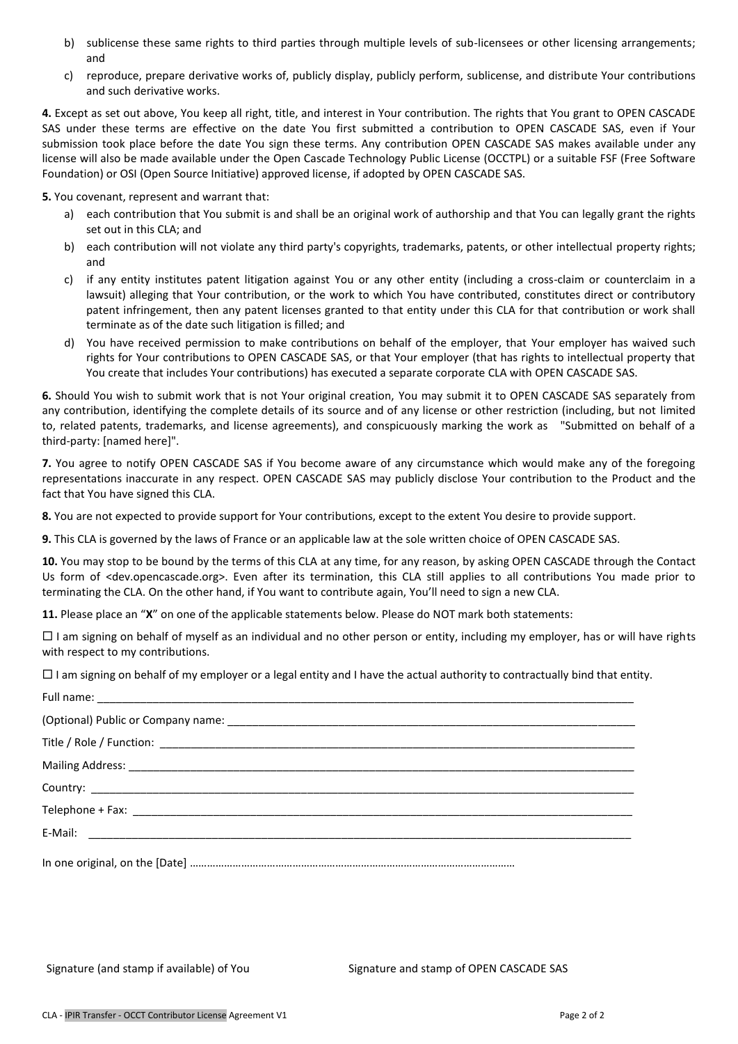b) sublicense these same rights to third parties through multiple levels of sub-licensees or other licensing arrangements; and

c) reproduce, prepare derivative works of, publicly display, publicly perform, sublicense, and distribute Your contributions and such derivative works.

**4.** Except as set out above, You keep all right, title, and interest in Your contribution. The rights that You grant to OPEN CASCADE SAS under these terms are effective on the date You first submitted a contribution to OPEN CASCADE SAS, even if Your submission took place before the date You sign these terms. Any contribution OPEN CASCADE SAS makes available under any license will also be made available under the Open Cascade Technology Public License (OCCTPL) or a suitable FSF (Free Software Foundation) or OSI (Open Source Initiative) approved license, if adopted by OPEN CASCADE SAS.

**5.** You covenant, represent and warrant that:

a) each contribution that You submit is and shall be an original work of authorship and that You can legally grant the rights set out in this CLA; and

b) each contribution will not violate any third party's copyrights, trademarks, patents, or other intellectual property rights; and

c) if any entity institutes patent litigation against You or any other entity (including a cross-claim or counterclaim in a lawsuit) alleging that Your contribution, or the work to which You have contributed, constitutes direct or contributory patent infringement, then any patent licenses granted to that entity under this CLA for that contribution or work shall terminate as of the date such litigation is filled; and

d) You have received permission to make contributions on behalf of the employer, that Your employer has waived such rights for Your contributions to OPEN CASCADE SAS, or that Your employer (that has rights to intellectual property that You create that includes Your contributions) has executed a separate corporate CLA with OPEN CASCADE SAS.

**6.** Should You wish to submit work that is not Your original creation, You may submit it to OPEN CASCADE SAS separately from any contribution, identifying the complete details of its source and of any license or other restriction (including, but not limited to, related patents, trademarks, and license agreements), and conspicuously marking the work as "Submitted on behalf of a third-party: [named here]".

**7.** You agree to notify OPEN CASCADE SAS if You become aware of any circumstance which would make any of the foregoing representations inaccurate in any respect. OPEN CASCADE SAS may publicly disclose Your contribution to the Product and the fact that You have signed this CLA.

**8.** You are not expected to provide support for Your contributions, except to the extent You desire to provide support.

**9.** This CLA is governed by the laws of France or an applicable law at the sole written choice of OPEN CASCADE SAS.

**10.** You may stop to be bound by the terms of this CLA at any time, for any reason, by asking OPEN CASCADE through the Contact Us form of <dev.opencascade.org>. Even after its termination, this CLA still applies to all contributions You made prior to terminating the CLA. On the other hand, if You want to contribute again, You'll need to sign a new CLA.

**11.** Please place an "**X**" on one of the applicable statements below. Please do NOT mark both statements:

☐ I am signing on behalf of myself as an individual and no other person or entity, including my employer, has or will have rights with respect to my contributions.

☐ I am signing on behalf of my employer or a legal entity and I have the actual authority to contractually bind that entity.

Full name: ____________________________________________

(Optional) Public or Company name: ____________________________________________

Title / Role / Function: ____________________________________________

Mailing Address: ____________________________________________

Country: ____________________________________________

Telephone + Fax: ____________________________________________

E-Mail: ____________________________________________

In one original, on the [Date] …………………………………………………………………………………………………

Signature (and stamp if available) of You

Signature and stamp of OPEN CASCADE SAS

CLA - IPIR Transfer - OCCT Contributor License Agreement V1